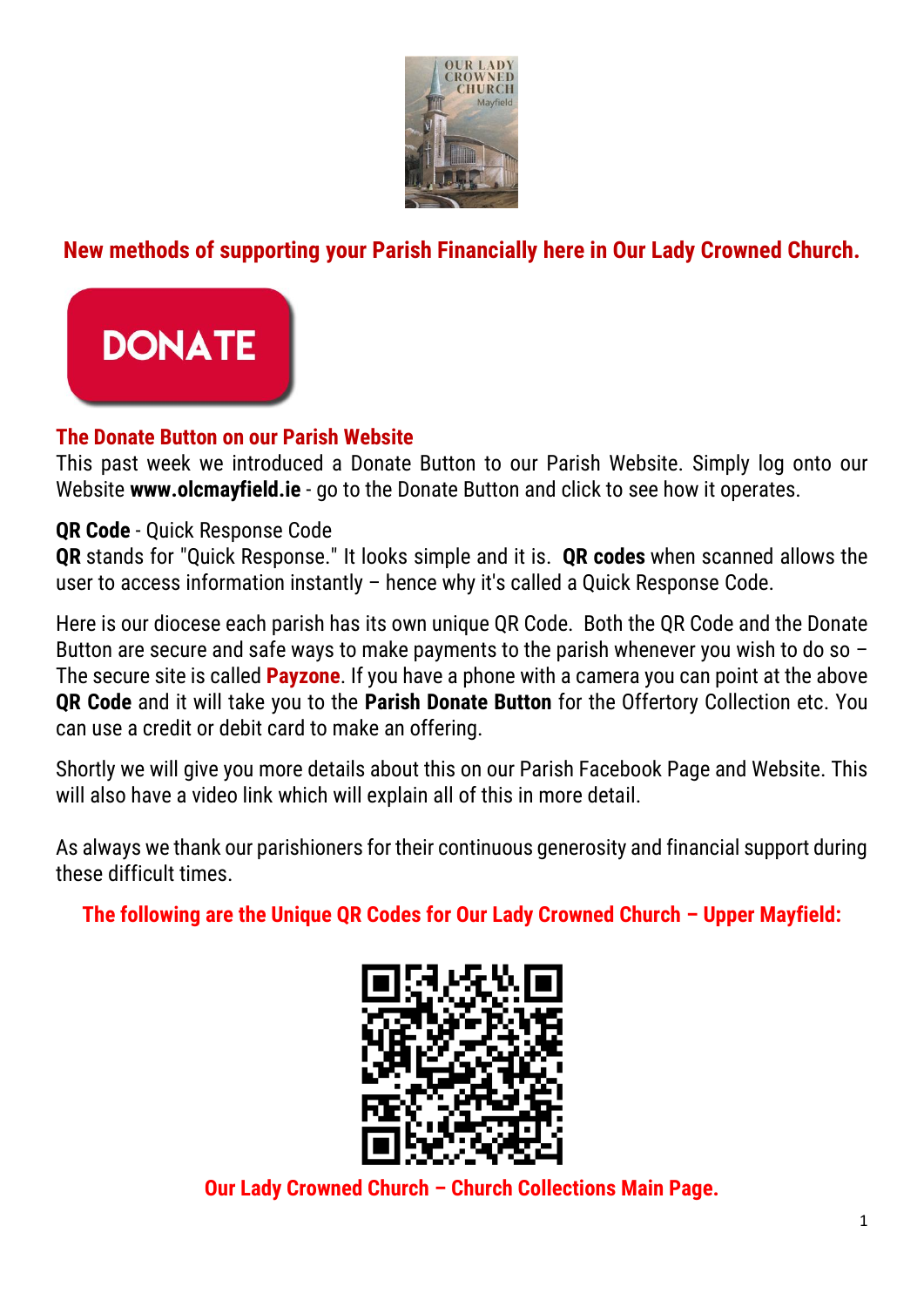## New methods of supporting your Parish Financially here in Our Lady Crowned Church.

DONATE

### The Donate Button on our Parish Website

This past week we introduced a Donate Button to our Parish Website. Simply log onto our Website **www.olcmayfield.ie** - go to the Donate Button and click to see how it operates.

**QR Code** - Quick Response Code

**QR** stands for "Quick Response." It looks simple and it is. **QR codes** when scanned allows the user to access information instantly – hence why it's called a Quick Response Code.

Here is our diocese each parish has its own unique QR Code. Both the QR Code and the Donate Button are secure and safe ways to make payments to the parish whenever you wish to do so – The secure site is called **Payzone**. If you have a phone with a camera you can point at the above **QR Code** and it will take you to the **Parish Donate Button** for the Offertory Collection etc. You can use a credit or debit card to make an offering.

Shortly we will give you more details about this on our Parish Facebook Page and Website. This will also have a video link which will explain all of this in more detail.

As always we thank our parishioners for their continuous generosity and financial support during these difficult times.

**The following are the Unique QR Codes for Our Lady Crowned Church – Upper Mayfield:**

**Our Lady Crowned Church – Church Collections Main Page.**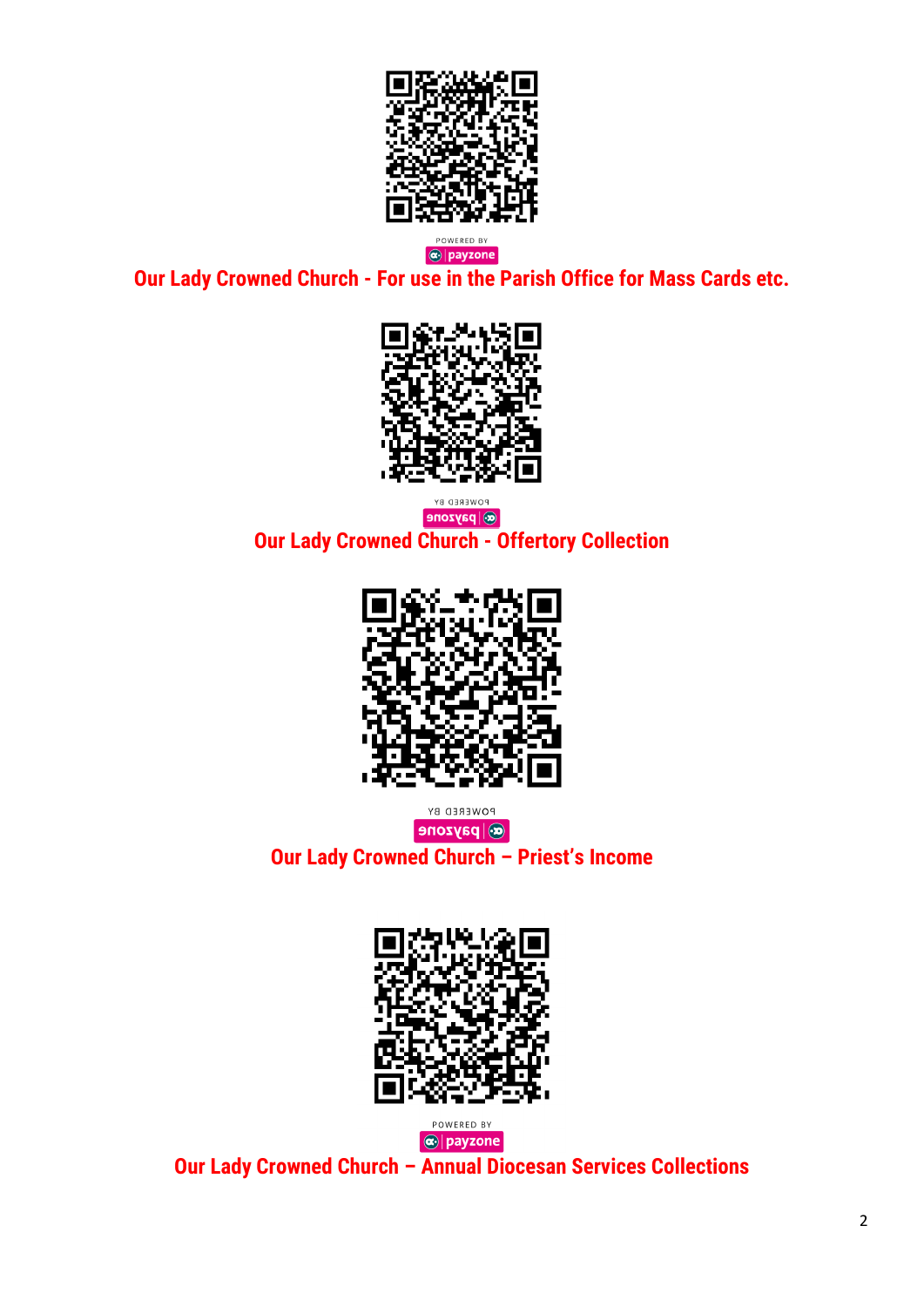POWERED BY payzone

**Our Lady Crowned Church - For use in the Parish Office for Mass Cards etc.**

POWERED BY payzone

**Our Lady Crowned Church - Offertory Collection**

POWERED BY payzone

**Our Lady Crowned Church – Priest's Income**

POWERED BY payzone

**Our Lady Crowned Church – Annual Diocesan Services Collections**